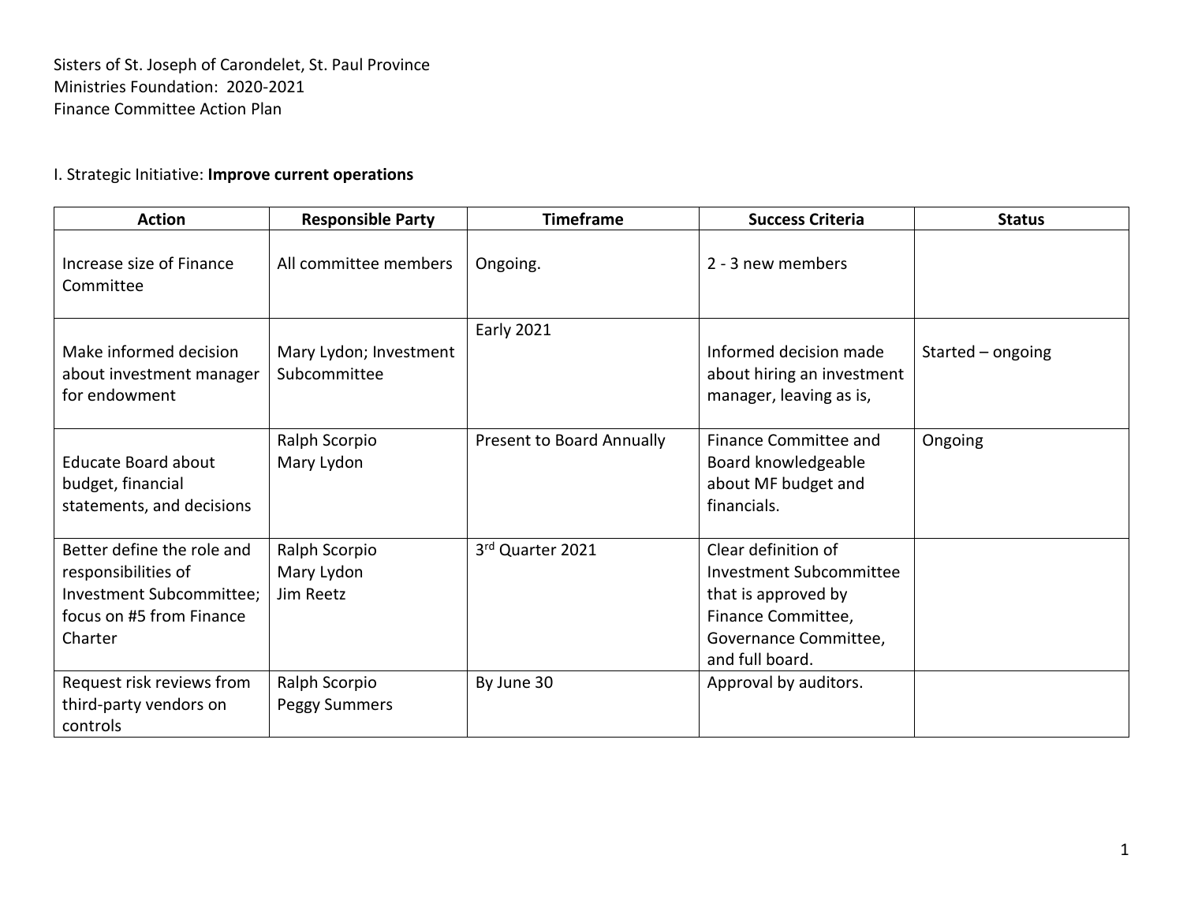Sisters of St. Joseph of Carondelet, St. Paul Province
Ministries Foundation: 2020-2021
Finance Committee Action Plan

I. Strategic Initiative: **Improve current operations**

| Action | Responsible Party | Timeframe | Success Criteria | Status |
|---|---|---|---|---|
| Increase size of Finance Committee | All committee members | Ongoing. | 2 - 3 new members | |
| Make informed decision about investment manager for endowment | Mary Lydon; Investment Subcommittee | Early 2021 | Informed decision made about hiring an investment manager, leaving as is, | Started – ongoing |
| Educate Board about budget, financial statements, and decisions | Ralph Scorpio<br>Mary Lydon | Present to Board Annually | Finance Committee and Board knowledgeable about MF budget and financials. | Ongoing |
| Better define the role and responsibilities of Investment Subcommittee; focus on #5 from Finance Charter | Ralph Scorpio<br>Mary Lydon<br>Jim Reetz | 3rd Quarter 2021 | Clear definition of Investment Subcommittee that is approved by Finance Committee, Governance Committee, and full board. | |
| Request risk reviews from third-party vendors on controls | Ralph Scorpio<br>Peggy Summers | By June 30 | Approval by auditors. | |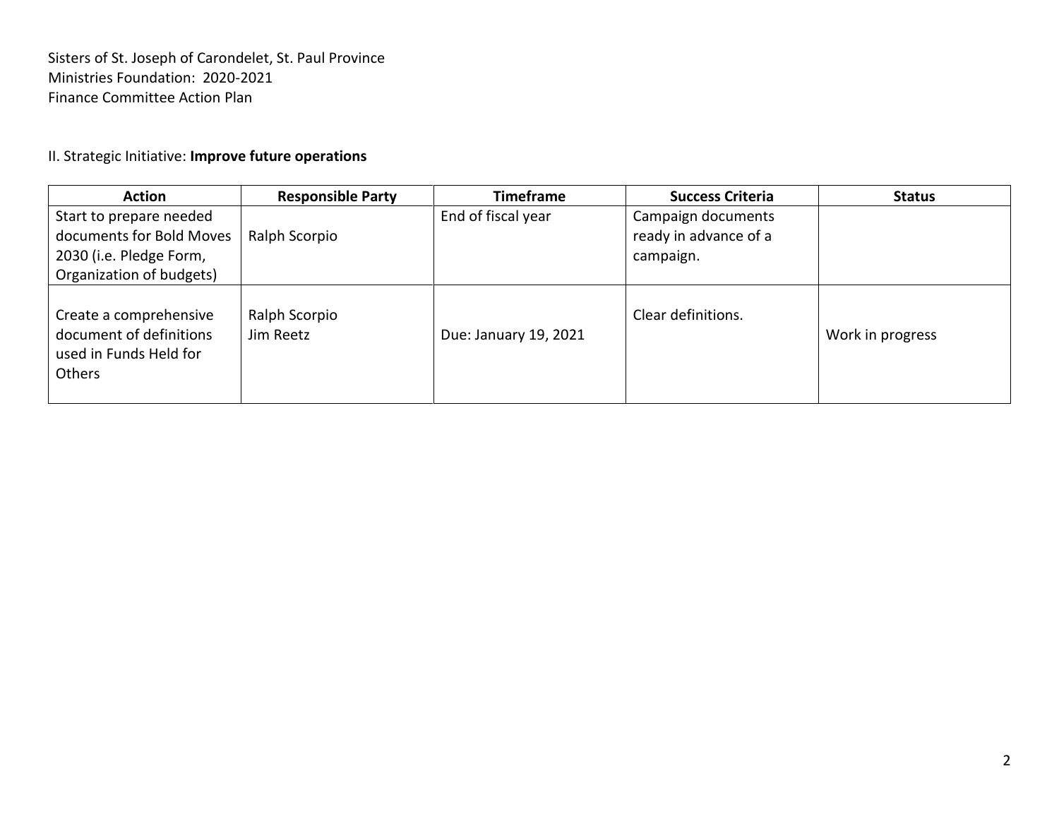Sisters of St. Joseph of Carondelet, St. Paul Province
Ministries Foundation: 2020-2021
Finance Committee Action Plan

II. Strategic Initiative: **Improve future operations**

| Action | Responsible Party | Timeframe | Success Criteria | Status |
|---|---|---|---|---|
| Start to prepare needed documents for Bold Moves 2030 (i.e. Pledge Form, Organization of budgets) | Ralph Scorpio | End of fiscal year | Campaign documents ready in advance of a campaign. | |
| Create a comprehensive document of definitions used in Funds Held for Others | Ralph Scorpio<br>Jim Reetz | Due: January 19, 2021 | Clear definitions. | Work in progress |